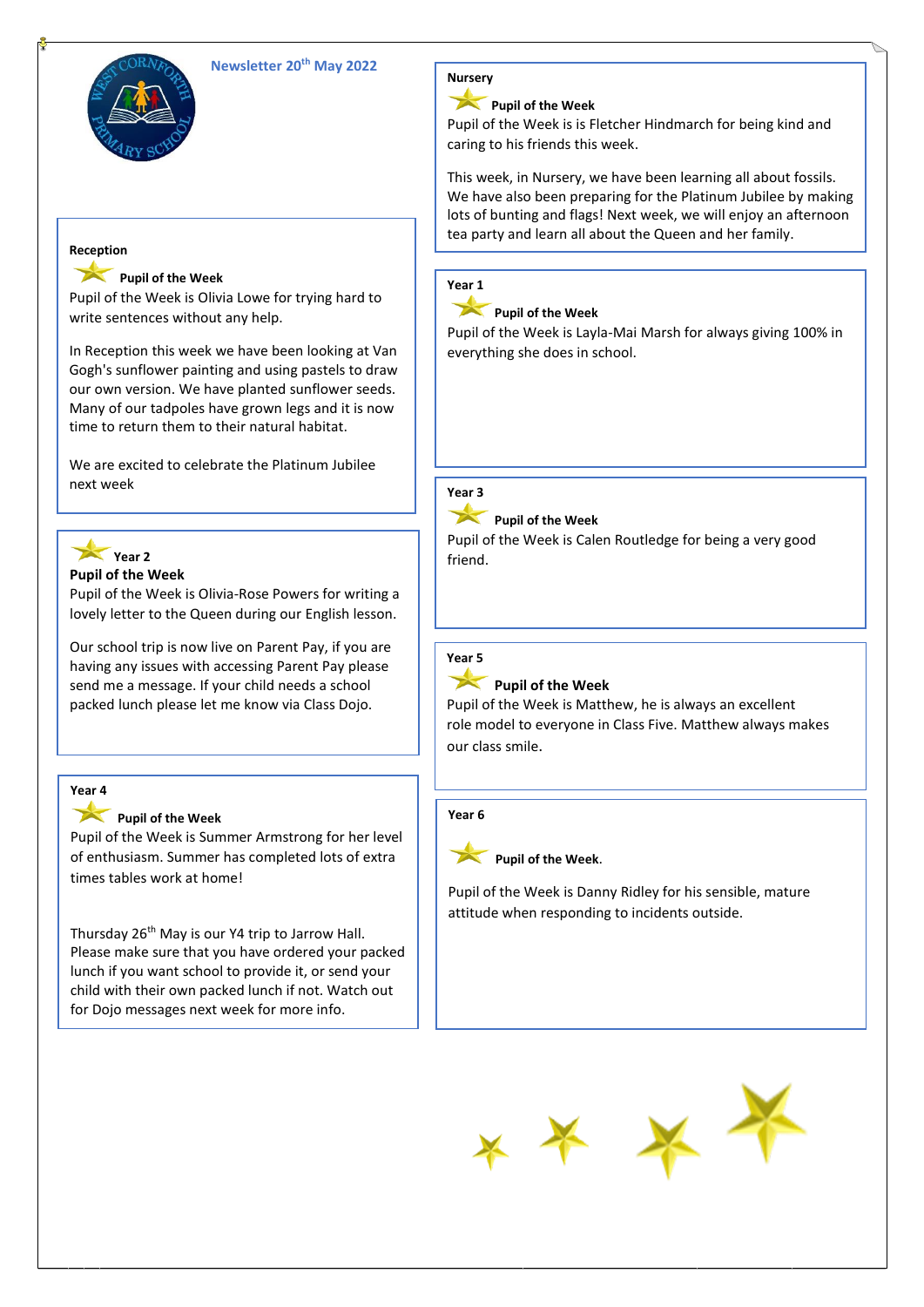# Newsletter 20th May 2022

## Nursery

**Pupil of the Week**

Pupil of the Week is is Fletcher Hindmarch for being kind and caring to his friends this week.

This week, in Nursery, we have been learning all about fossils. We have also been preparing for the Platinum Jubilee by making lots of bunting and flags! Next week, we will enjoy an afternoon tea party and learn all about the Queen and her family.

## Reception

**Pupil of the Week**

Pupil of the Week is Olivia Lowe for trying hard to write sentences without any help.

In Reception this week we have been looking at Van Gogh's sunflower painting and using pastels to draw our own version. We have planted sunflower seeds. Many of our tadpoles have grown legs and it is now time to return them to their natural habitat.

We are excited to celebrate the Platinum Jubilee next week

## Year 1

**Pupil of the Week**

Pupil of the Week is Layla-Mai Marsh for always giving 100% in everything she does in school.

## Year 2

**Pupil of the Week**

Pupil of the Week is Olivia-Rose Powers for writing a lovely letter to the Queen during our English lesson.

Our school trip is now live on Parent Pay, if you are having any issues with accessing Parent Pay please send me a message. If your child needs a school packed lunch please let me know via Class Dojo.

## Year 3

**Pupil of the Week**

Pupil of the Week is Calen Routledge for being a very good friend.

## Year 4

**Pupil of the Week**

Pupil of the Week is Summer Armstrong for her level of enthusiasm. Summer has completed lots of extra times tables work at home!

Thursday 26th May is our Y4 trip to Jarrow Hall. Please make sure that you have ordered your packed lunch if you want school to provide it, or send your child with their own packed lunch if not. Watch out for Dojo messages next week for more info.

## Year 5

**Pupil of the Week**

Pupil of the Week is Matthew, he is always an excellent role model to everyone in Class Five. Matthew always makes our class smile.

## Year 6

**Pupil of the Week.**

Pupil of the Week is Danny Ridley for his sensible, mature attitude when responding to incidents outside.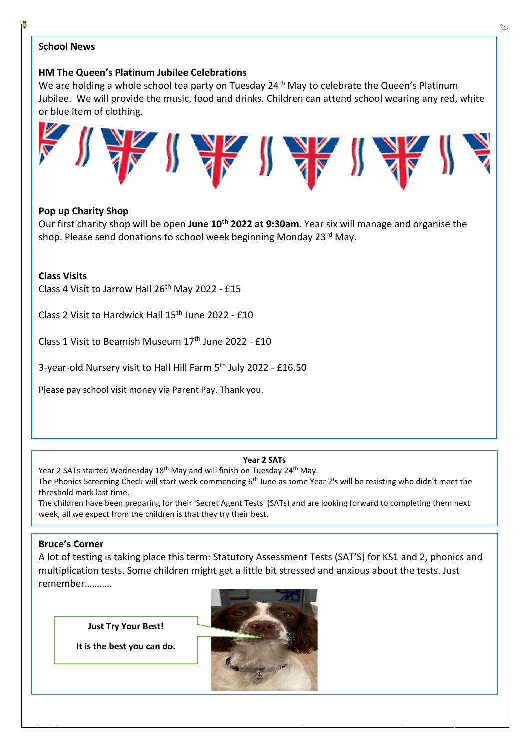## School News

### HM The Queen's Platinum Jubilee Celebrations

We are holding a whole school tea party on Tuesday 24th May to celebrate the Queen's Platinum Jubilee. We will provide the music, food and drinks. Children can attend school wearing any red, white or blue item of clothing.

### Pop up Charity Shop

Our first charity shop will be open **June 10th 2022 at 9:30am**. Year six will manage and organise the shop. Please send donations to school week beginning Monday 23rd May.

### Class Visits

Class 4 Visit to Jarrow Hall 26th May 2022 - £15

Class 2 Visit to Hardwick Hall 15th June 2022 - £10

Class 1 Visit to Beamish Museum 17th June 2022 - £10

3-year-old Nursery visit to Hall Hill Farm 5th July 2022 - £16.50

Please pay school visit money via Parent Pay. Thank you.

### Year 2 SATs

Year 2 SATs started Wednesday 18th May and will finish on Tuesday 24th May.

The Phonics Screening Check will start week commencing 6th June as some Year 2's will be resisting who didn't meet the threshold mark last time.

The children have been preparing for their 'Secret Agent Tests' (SATs) and are looking forward to completing them next week, all we expect from the children is that they try their best.

### Bruce's Corner

A lot of testing is taking place this term: Statutory Assessment Tests (SAT'S) for KS1 and 2, phonics and multiplication tests. Some children might get a little bit stressed and anxious about the tests. Just remember……….

**Just Try Your Best!**

**It is the best you can do.**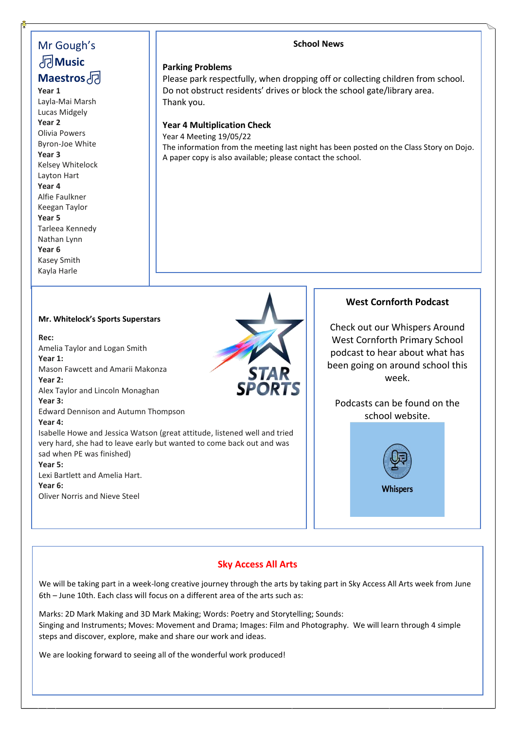## Mr Gough's Music Maestros

**Year 1**
Layla-Mai Marsh
Lucas Midgely
**Year 2**
Olivia Powers
Byron-Joe White
**Year 3**
Kelsey Whitelock
Layton Hart
**Year 4**
Alfie Faulkner
Keegan Taylor
**Year 5**
Tarleea Kennedy
Nathan Lynn
**Year 6**
Kasey Smith
Kayla Harle

## School News

**Parking Problems**

Please park respectfully, when dropping off or collecting children from school. Do not obstruct residents' drives or block the school gate/library area.
Thank you.

**Year 4 Multiplication Check**

Year 4 Meeting 19/05/22
The information from the meeting last night has been posted on the Class Story on Dojo. A paper copy is also available; please contact the school.

## Mr. Whitelock's Sports Superstars

**Rec:**
Amelia Taylor and Logan Smith
**Year 1:**
Mason Fawcett and Amarii Makonza
**Year 2:**
Alex Taylor and Lincoln Monaghan
**Year 3:**
Edward Dennison and Autumn Thompson
**Year 4:**
Isabelle Howe and Jessica Watson (great attitude, listened well and tried very hard, she had to leave early but wanted to come back out and was sad when PE was finished)
**Year 5:**
Lexi Bartlett and Amelia Hart.
**Year 6:**
Oliver Norris and Nieve Steel

## West Cornforth Podcast

Check out our Whispers Around West Cornforth Primary School podcast to hear about what has been going on around school this week.

Podcasts can be found on the school website.

Whispers

## Sky Access All Arts

We will be taking part in a week-long creative journey through the arts by taking part in Sky Access All Arts week from June 6th – June 10th. Each class will focus on a different area of the arts such as:

Marks: 2D Mark Making and 3D Mark Making; Words: Poetry and Storytelling; Sounds: Singing and Instruments; Moves: Movement and Drama; Images: Film and Photography. We will learn through 4 simple steps and discover, explore, make and share our work and ideas.

We are looking forward to seeing all of the wonderful work produced!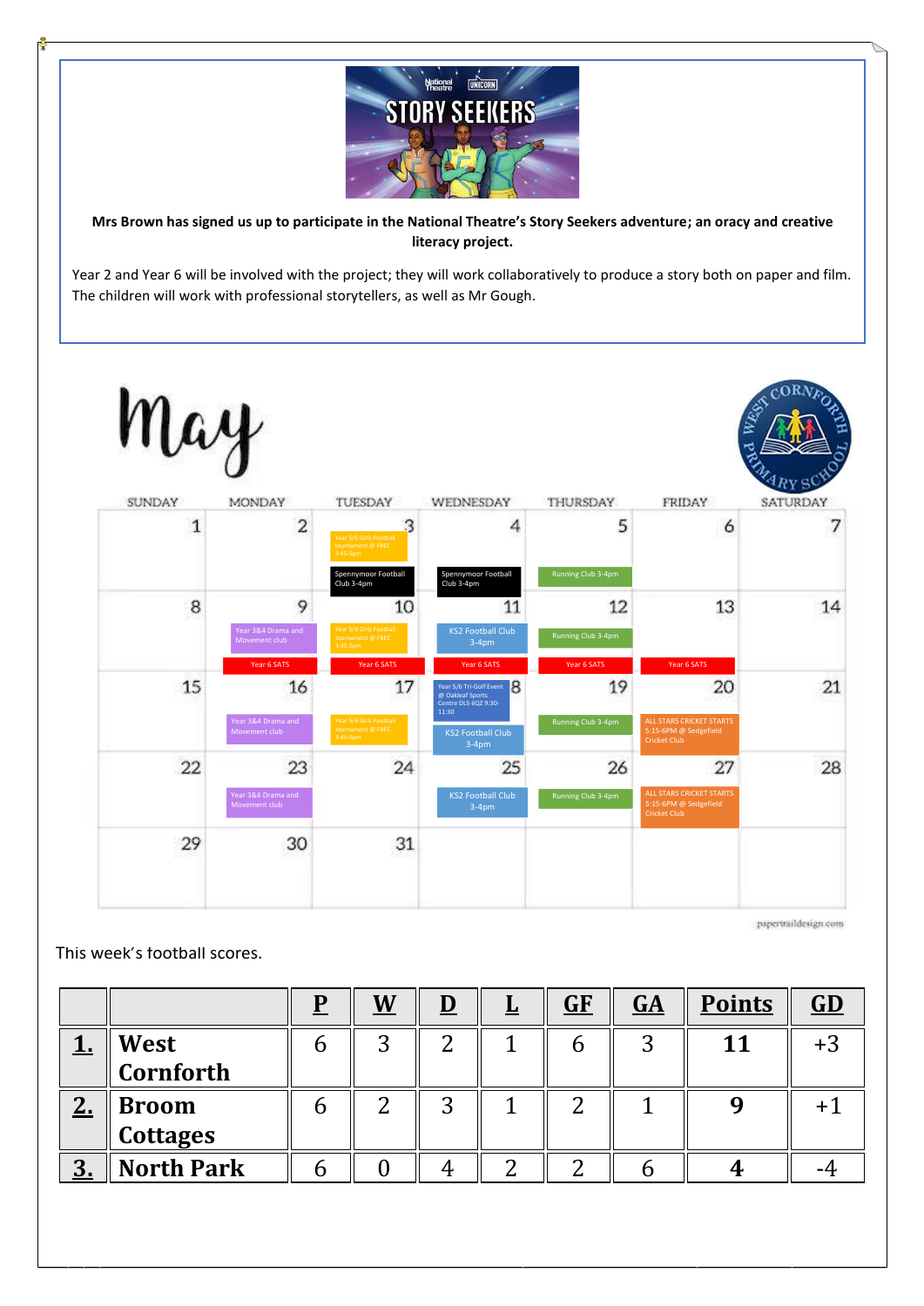Mrs Brown has signed us up to participate in the National Theatre's Story Seekers adventure; an oracy and creative literacy project.

Year 2 and Year 6 will be involved with the project; they will work collaboratively to produce a story both on paper and film. The children will work with professional storytellers, as well as Mr Gough.

# May

| SUNDAY | MONDAY | TUESDAY | WEDNESDAY | THURSDAY | FRIDAY | SATURDAY |
|---|---|---|---|---|---|---|
| 1 | 2 | 3<br>Year 5/6 Girls Football tournament @ FBEC 3:45-5pm<br>Spennymoor Football Club 3-4pm | 4<br>Spennymoor Football Club 3-4pm | 5<br>Running Club 3-4pm | 6 | 7 |
| 8 | 9<br>Year 3&4 Drama and Movement club<br>Year 6 SATS | 10<br>Year 5/6 Girls Football tournament @ FBEC 3:45-5pm<br>Year 6 SATS | 11<br>KS2 Football Club 3-4pm<br>Year 6 SATS | 12<br>Running Club 3-4pm<br>Year 6 SATS | 13<br>Year 6 SATS | 14 |
| 15 | 16<br>Year 3&4 Drama and Movement club | 17<br>Year 5/6 Girls Football tournament @ FBEC 3:45-5pm | 18<br>Year 5/6 Tri-Golf Event @ Oakleaf Sports Centre DL5 6QZ 9:30-11:30<br>KS2 Football Club 3-4pm | 19<br>Running Club 3-4pm | 20<br>ALL STARS CRICKET STARTS 5:15-6PM @ Sedgefield Cricket Club | 21 |
| 22 | 23<br>Year 3&4 Drama and Movement club | 24 | 25<br>KS2 Football Club 3-4pm | 26<br>Running Club 3-4pm | 27<br>ALL STARS CRICKET STARTS 5:15-6PM @ Sedgefield Cricket Club | 28 |
| 29 | 30 | 31 | | | | |

This week's football scores.

| | | P | W | D | L | GF | GA | Points | GD |
|---|---|---|---|---|---|---|---|---|---|
| 1. | West Cornforth | 6 | 3 | 2 | 1 | 6 | 3 | 11 | +3 |
| 2. | Broom Cottages | 6 | 2 | 3 | 1 | 2 | 1 | 9 | +1 |
| 3. | North Park | 6 | 0 | 4 | 2 | 2 | 6 | 4 | -4 |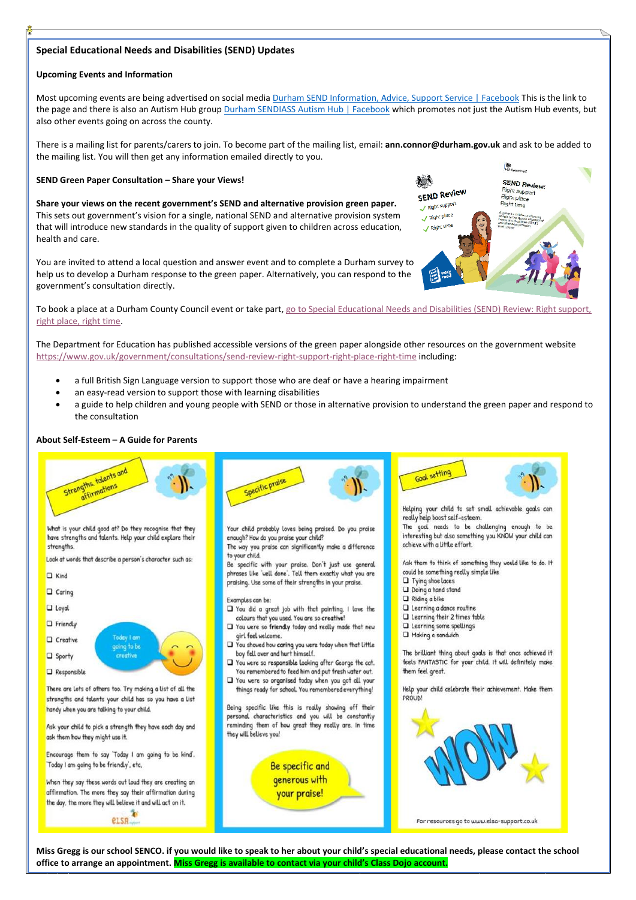## Special Educational Needs and Disabilities (SEND) Updates

### Upcoming Events and Information

Most upcoming events are being advertised on social media [Durham SEND Information, Advice, Support Service | Facebook] This is the link to the page and there is also an Autism Hub group [Durham SENDIASS Autism Hub | Facebook] which promotes not just the Autism Hub events, but also other events going on across the county.

There is a mailing list for parents/carers to join. To become part of the mailing list, email: **ann.connor@durham.gov.uk** and ask to be added to the mailing list. You will then get any information emailed directly to you.

### SEND Green Paper Consultation – Share your Views!

**Share your views on the recent government's SEND and alternative provision green paper.** This sets out government's vision for a single, national SEND and alternative provision system that will introduce new standards in the quality of support given to children across education, health and care.

You are invited to attend a local question and answer event and to complete a Durham survey to help us to develop a Durham response to the green paper. Alternatively, you can respond to the government's consultation directly.

To book a place at a Durham County Council event or take part, [go to Special Educational Needs and Disabilities (SEND) Review: Right support, right place, right time].

The Department for Education has published accessible versions of the green paper alongside other resources on the government website https://www.gov.uk/government/consultations/send-review-right-support-right-place-right-time including:

- a full British Sign Language version to support those who are deaf or have a hearing impairment
- an easy-read version to support those with learning disabilities
- a guide to help children and young people with SEND or those in alternative provision to understand the green paper and respond to the consultation

### About Self-Esteem – A Guide for Parents

#### Strengths, talents and affirmations

What is your child good at? Do they recognise that they have strengths and talents? Help your child explore their strengths.

Look at words that describe a person's character such as:

- Kind
- Caring
- Loyal
- Friendly
- Creative
- Sporty
- Responsible

Today I am going to be creative

There are lots of others too. Try making a list of all the strengths and talents your child has so you have a list handy when you are talking to your child.

Ask your child to pick a strength they have each day and ask them how they might use it.

Encourage them to say 'Today I am going to be kind'. 'Today I am going to be friendly', etc.

When they say these words out loud they are creating an affirmation. The more they say their affirmation during the day, the more they will believe it and will act on it.

#### Specific praise

Your child probably loves being praised. Do you praise enough? How do you praise your child?

The way you praise can significantly make a difference to your child.

Be specific with your praise. Don't just use general phrases like 'well done'. Tell them exactly what you are praising. Use some of their strengths in your praise.

Examples can be:

- You did a great job with that painting. I love the colours that you used. You are so **creative**!
- You were so **friendly** today and really made that new girl feel welcome.
- You showed how **caring** you were today when that little boy fell over and hurt himself.
- You were so **responsible** looking after George the cat. You remembered to feed him and put fresh water out.
- You were so **organised** today when you got all your things ready for school. You remembered everything!

Being specific like this is really showing off their personal characteristics and you will be constantly reminding them of how great they really are. In time they will believe you!

Be specific and generous with your praise!

#### Goal setting

Helping your child to set small achievable goals can really help boost self-esteem.

The goal needs to be challenging enough to be interesting but also something you KNOW your child can achieve with a little effort.

Ask them to think of something they would like to do. It could be something really simple like

- Tying shoe laces
- Doing a hand stand
- Riding a bike
- Learning a dance routine
- Learning their 2 times table
- Learning some spellings
- Making a sandwich

The brilliant thing about goals is that once achieved it feels FANTASTIC for your child. It will definitely make them feel great.

Help your child celebrate their achievement. Make them PROUD!

WOW

For resources go to www.elsa-support.co.uk

**Miss Gregg is our school SENCO. if you would like to speak to her about your child's special educational needs, please contact the school office to arrange an appointment. Miss Gregg is available to contact via your child's Class Dojo account.**